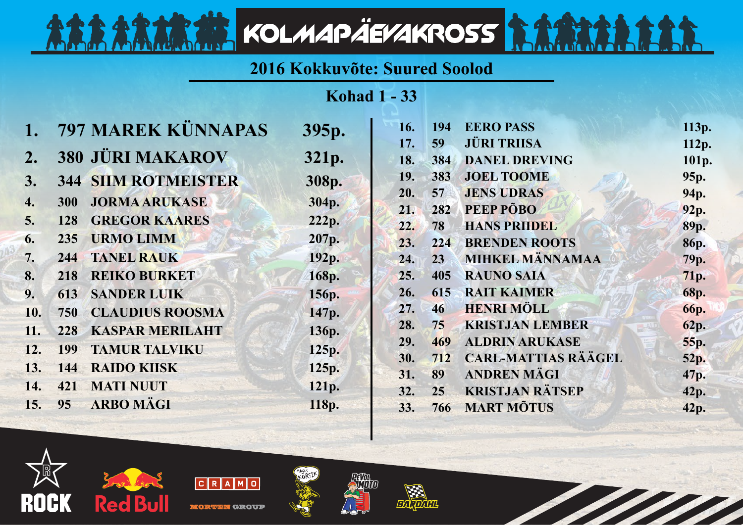# KOLMAPÄEVAKROSS

## 2016 Kokkuvõte: Suured Soolod

### Kohad 1 - 33

| Koht | Nr | Nimi | Punktid |
|---|---|---|---|
| 1. | 797 | MAREK KÜNNAPAS | 395p. |
| 2. | 380 | JÜRI MAKAROV | 321p. |
| 3. | 344 | SIIM ROTMEISTER | 308p. |
| 4. | 300 | JORMA ARUKASE | 304p. |
| 5. | 128 | GREGOR KAARES | 222p. |
| 6. | 235 | URMO LIMM | 207p. |
| 7. | 244 | TANEL RAUK | 192p. |
| 8. | 218 | REIKO BURKET | 168p. |
| 9. | 613 | SANDER LUIK | 156p. |
| 10. | 750 | CLAUDIUS ROOSMA | 147p. |
| 11. | 228 | KASPAR MERILAHT | 136p. |
| 12. | 199 | TAMUR TALVIKU | 125p. |
| 13. | 144 | RAIDO KIISK | 125p. |
| 14. | 421 | MATI NUUT | 121p. |
| 15. | 95 | ARBO MÄGI | 118p. |
| 16. | 194 | EERO PASS | 113p. |
| 17. | 59 | JÜRI TRIISA | 112p. |
| 18. | 384 | DANEL DREVING | 101p. |
| 19. | 383 | JOEL TOOME | 95p. |
| 20. | 57 | JENS UDRAS | 94p. |
| 21. | 282 | PEEP PÕBO | 92p. |
| 22. | 78 | HANS PRIIDEL | 89p. |
| 23. | 224 | BRENDEN ROOTS | 86p. |
| 24. | 23 | MIHKEL MÄNNAMAA | 79p. |
| 25. | 405 | RAUNO SAIA | 71p. |
| 26. | 615 | RAIT KAIMER | 68p. |
| 27. | 46 | HENRI MÖLL | 66p. |
| 28. | 75 | KRISTJAN LEMBER | 62p. |
| 29. | 469 | ALDRIN ARUKASE | 55p. |
| 30. | 712 | CARL-MATTIAS RÄÄGEL | 52p. |
| 31. | 89 | ANDREN MÄGI | 47p. |
| 32. | 25 | KRISTJAN RÄTSEP | 42p. |
| 33. | 766 | MART MÕTUS | 42p. |

ROCK · Red Bull · CRAMO · MORTEN GROUP · MAGUS KÕRSIK · PEVOL MOTO · BARDAHL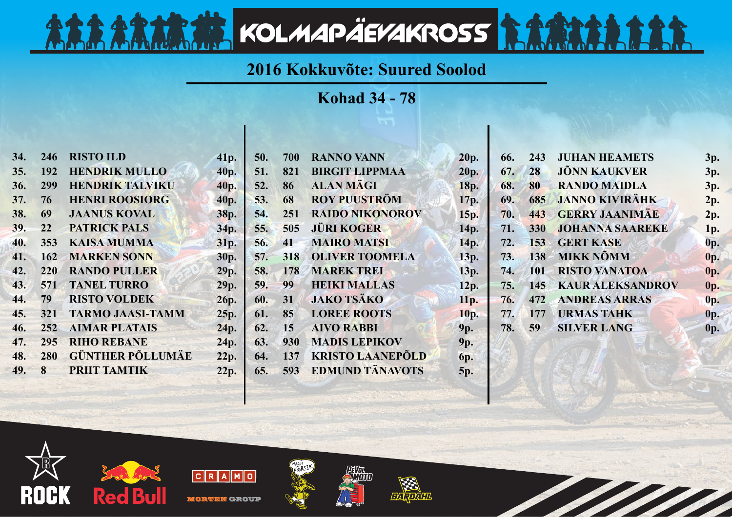# KOLMAPÄEVAKROSS

## 2016 Kokkuvõte: Suured Soolod

### Kohad 34 - 78

| | | | |
|---|---|---|---|
| 34. | 246 | RISTO ILD | 41p. |
| 35. | 192 | HENDRIK MULLO | 40p. |
| 36. | 299 | HENDRIK TALVIKU | 40p. |
| 37. | 76 | HENRI ROOSIORG | 40p. |
| 38. | 69 | JAANUS KOVAL | 38p. |
| 39. | 22 | PATRICK PALS | 34p. |
| 40. | 353 | KAISA MUMMA | 31p. |
| 41. | 162 | MARKEN SONN | 30p. |
| 42. | 220 | RANDO PULLER | 29p. |
| 43. | 571 | TANEL TURRO | 29p. |
| 44. | 79 | RISTO VOLDEK | 26p. |
| 45. | 321 | TARMO JAASI-TAMM | 25p. |
| 46. | 252 | AIMAR PLATAIS | 24p. |
| 47. | 295 | RIHO REBANE | 24p. |
| 48. | 280 | GÜNTHER PÕLLUMÄE | 22p. |
| 49. | 8 | PRIIT TAMTIK | 22p. |
| 50. | 700 | RANNO VANN | 20p. |
| 51. | 821 | BIRGIT LIPPMAA | 20p. |
| 52. | 86 | ALAN MÄGI | 18p. |
| 53. | 68 | ROY PUUSTRÖM | 17p. |
| 54. | 251 | RAIDO NIKONOROV | 15p. |
| 55. | 505 | JÜRI KOGER | 14p. |
| 56. | 41 | MAIRO MATSI | 14p. |
| 57. | 318 | OLIVER TOOMELA | 13p. |
| 58. | 178 | MAREK TREI | 13p. |
| 59. | 99 | HEIKI MALLAS | 12p. |
| 60. | 31 | JAKO TSÄKO | 11p. |
| 61. | 85 | LOREE ROOTS | 10p. |
| 62. | 15 | AIVO RABBI | 9p. |
| 63. | 930 | MADIS LEPIKOV | 9p. |
| 64. | 137 | KRISTO LAANEPÕLD | 6p. |
| 65. | 593 | EDMUND TÄNAVOTS | 5p. |
| 66. | 243 | JUHAN HEAMETS | 3p. |
| 67. | 28 | JÕNN KAUKVER | 3p. |
| 68. | 80 | RANDO MAIDLA | 3p. |
| 69. | 685 | JANNO KIVIRÄHK | 2p. |
| 70. | 443 | GERRY JAANIMÄE | 2p. |
| 71. | 330 | JOHANNA SAAREKE | 1p. |
| 72. | 153 | GERT KASE | 0p. |
| 73. | 138 | MIKK NÕMM | 0p. |
| 74. | 101 | RISTO VANATOA | 0p. |
| 75. | 145 | KAUR ALEKSANDROV | 0p. |
| 76. | 472 | ANDREAS ARRAS | 0p. |
| 77. | 177 | URMAS TAHK | 0p. |
| 78. | 59 | SILVER LANG | 0p. |

ROCK · Red Bull · CRAMO · MORTEN GROUP · MAGIS KORSIK · PEVOL MOTO · BARDAHL